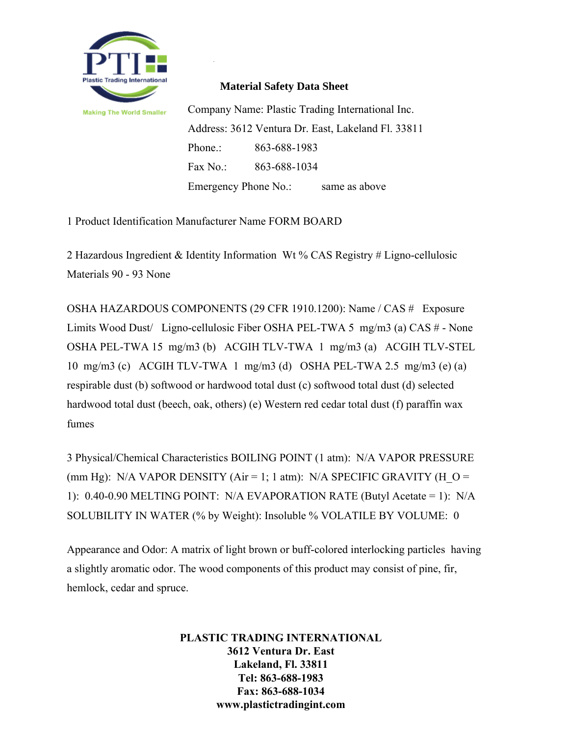Plastic Trading International

Making The World Smaller

**Material Safety Data Sheet**

Company Name: Plastic Trading International Inc.

Address: 3612 Ventura Dr. East, Lakeland Fl. 33811

Phone.: 863-688-1983

Fax No.: 863-688-1034

Emergency Phone No.: same as above

1 Product Identification Manufacturer Name FORM BOARD

2 Hazardous Ingredient & Identity Information Wt % CAS Registry # Ligno-cellulosic Materials 90 - 93 None

OSHA HAZARDOUS COMPONENTS (29 CFR 1910.1200): Name / CAS # Exposure Limits Wood Dust/ Ligno-cellulosic Fiber OSHA PEL-TWA 5 mg/m3 (a) CAS # - None OSHA PEL-TWA 15 mg/m3 (b) ACGIH TLV-TWA 1 mg/m3 (a) ACGIH TLV-STEL 10 mg/m3 (c) ACGIH TLV-TWA 1 mg/m3 (d) OSHA PEL-TWA 2.5 mg/m3 (e) (a) respirable dust (b) softwood or hardwood total dust (c) softwood total dust (d) selected hardwood total dust (beech, oak, others) (e) Western red cedar total dust (f) paraffin wax fumes

3 Physical/Chemical Characteristics BOILING POINT (1 atm): N/A VAPOR PRESSURE (mm Hg): N/A VAPOR DENSITY (Air = 1; 1 atm): N/A SPECIFIC GRAVITY ($H_2O$ = 1): 0.40-0.90 MELTING POINT: N/A EVAPORATION RATE (Butyl Acetate = 1): N/A SOLUBILITY IN WATER (% by Weight): Insoluble % VOLATILE BY VOLUME: 0

Appearance and Odor: A matrix of light brown or buff-colored interlocking particles having a slightly aromatic odor. The wood components of this product may consist of pine, fir, hemlock, cedar and spruce.

**PLASTIC TRADING INTERNATIONAL**
**3612 Ventura Dr. East**
**Lakeland, Fl. 33811**
**Tel: 863-688-1983**
**Fax: 863-688-1034**
**www.plastictradingint.com**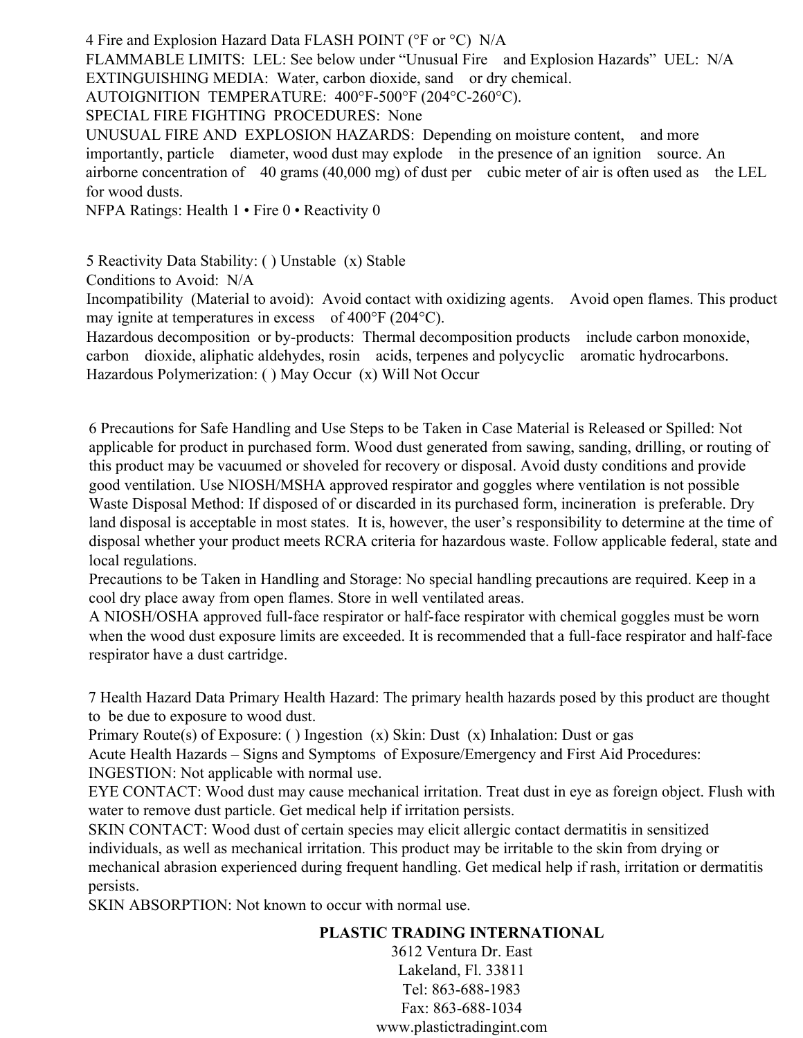4 Fire and Explosion Hazard Data FLASH POINT (°F or °C) N/A

FLAMMABLE LIMITS: LEL: See below under "Unusual Fire and Explosion Hazards" UEL: N/A

EXTINGUISHING MEDIA: Water, carbon dioxide, sand or dry chemical.

AUTOIGNITION TEMPERATURE: 400°F-500°F (204°C-260°C).

SPECIAL FIRE FIGHTING PROCEDURES: None

UNUSUAL FIRE AND EXPLOSION HAZARDS: Depending on moisture content, and more importantly, particle diameter, wood dust may explode in the presence of an ignition source. An airborne concentration of 40 grams (40,000 mg) of dust per cubic meter of air is often used as the LEL for wood dusts.

NFPA Ratings: Health 1 • Fire 0 • Reactivity 0

5 Reactivity Data Stability: ( ) Unstable (x) Stable

Conditions to Avoid: N/A

Incompatibility (Material to avoid): Avoid contact with oxidizing agents. Avoid open flames. This product may ignite at temperatures in excess of 400°F (204°C).

Hazardous decomposition or by-products: Thermal decomposition products include carbon monoxide, carbon dioxide, aliphatic aldehydes, rosin acids, terpenes and polycyclic aromatic hydrocarbons.

Hazardous Polymerization: ( ) May Occur (x) Will Not Occur

6 Precautions for Safe Handling and Use Steps to be Taken in Case Material is Released or Spilled: Not applicable for product in purchased form. Wood dust generated from sawing, sanding, drilling, or routing of this product may be vacuumed or shoveled for recovery or disposal. Avoid dusty conditions and provide good ventilation. Use NIOSH/MSHA approved respirator and goggles where ventilation is not possible

Waste Disposal Method: If disposed of or discarded in its purchased form, incineration is preferable. Dry land disposal is acceptable in most states. It is, however, the user's responsibility to determine at the time of disposal whether your product meets RCRA criteria for hazardous waste. Follow applicable federal, state and local regulations.

Precautions to be Taken in Handling and Storage: No special handling precautions are required. Keep in a cool dry place away from open flames. Store in well ventilated areas.

A NIOSH/OSHA approved full-face respirator or half-face respirator with chemical goggles must be worn when the wood dust exposure limits are exceeded. It is recommended that a full-face respirator and half-face respirator have a dust cartridge.

7 Health Hazard Data Primary Health Hazard: The primary health hazards posed by this product are thought to be due to exposure to wood dust.

Primary Route(s) of Exposure: ( ) Ingestion (x) Skin: Dust (x) Inhalation: Dust or gas

Acute Health Hazards – Signs and Symptoms of Exposure/Emergency and First Aid Procedures:

INGESTION: Not applicable with normal use.

EYE CONTACT: Wood dust may cause mechanical irritation. Treat dust in eye as foreign object. Flush with water to remove dust particle. Get medical help if irritation persists.

SKIN CONTACT: Wood dust of certain species may elicit allergic contact dermatitis in sensitized individuals, as well as mechanical irritation. This product may be irritable to the skin from drying or mechanical abrasion experienced during frequent handling. Get medical help if rash, irritation or dermatitis persists.

SKIN ABSORPTION: Not known to occur with normal use.

**PLASTIC TRADING INTERNATIONAL**
3612 Ventura Dr. East
Lakeland, Fl. 33811
Tel: 863-688-1983
Fax: 863-688-1034
www.plastictradingint.com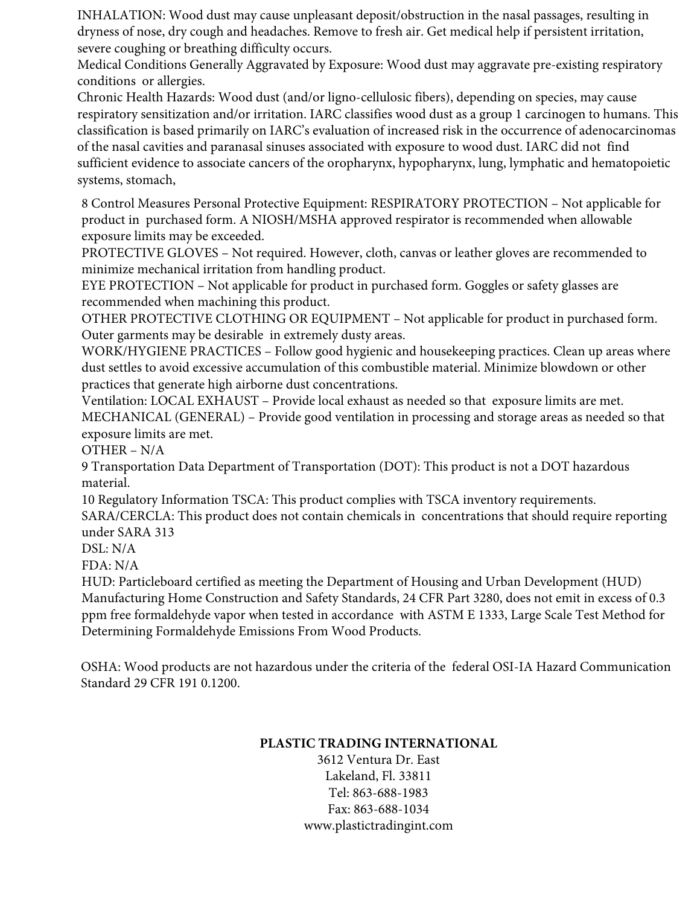INHALATION: Wood dust may cause unpleasant deposit/obstruction in the nasal passages, resulting in dryness of nose, dry cough and headaches. Remove to fresh air. Get medical help if persistent irritation, severe coughing or breathing difficulty occurs.
Medical Conditions Generally Aggravated by Exposure: Wood dust may aggravate pre-existing respiratory conditions or allergies.
Chronic Health Hazards: Wood dust (and/or ligno-cellulosic fibers), depending on species, may cause respiratory sensitization and/or irritation. IARC classifies wood dust as a group 1 carcinogen to humans. This classification is based primarily on IARC's evaluation of increased risk in the occurrence of adenocarcinomas of the nasal cavities and paranasal sinuses associated with exposure to wood dust. IARC did not find sufficient evidence to associate cancers of the oropharynx, hypopharynx, lung, lymphatic and hematopoietic systems, stomach,

8 Control Measures Personal Protective Equipment: RESPIRATORY PROTECTION – Not applicable for product in purchased form. A NIOSH/MSHA approved respirator is recommended when allowable exposure limits may be exceeded.
PROTECTIVE GLOVES – Not required. However, cloth, canvas or leather gloves are recommended to minimize mechanical irritation from handling product.
EYE PROTECTION – Not applicable for product in purchased form. Goggles or safety glasses are recommended when machining this product.
OTHER PROTECTIVE CLOTHING OR EQUIPMENT – Not applicable for product in purchased form. Outer garments may be desirable in extremely dusty areas.
WORK/HYGIENE PRACTICES – Follow good hygienic and housekeeping practices. Clean up areas where dust settles to avoid excessive accumulation of this combustible material. Minimize blowdown or other practices that generate high airborne dust concentrations.
Ventilation: LOCAL EXHAUST – Provide local exhaust as needed so that exposure limits are met.
MECHANICAL (GENERAL) – Provide good ventilation in processing and storage areas as needed so that exposure limits are met.
OTHER – N/A
9 Transportation Data Department of Transportation (DOT): This product is not a DOT hazardous material.
10 Regulatory Information TSCA: This product complies with TSCA inventory requirements.
SARA/CERCLA: This product does not contain chemicals in concentrations that should require reporting under SARA 313
DSL: N/A
FDA: N/A
HUD: Particleboard certified as meeting the Department of Housing and Urban Development (HUD) Manufacturing Home Construction and Safety Standards, 24 CFR Part 3280, does not emit in excess of 0.3 ppm free formaldehyde vapor when tested in accordance with ASTM E 1333, Large Scale Test Method for Determining Formaldehyde Emissions From Wood Products.

OSHA: Wood products are not hazardous under the criteria of the federal OSI-IA Hazard Communication Standard 29 CFR 191 0.1200.

**PLASTIC TRADING INTERNATIONAL**
3612 Ventura Dr. East
Lakeland, Fl. 33811
Tel: 863-688-1983
Fax: 863-688-1034
www.plastictradingint.com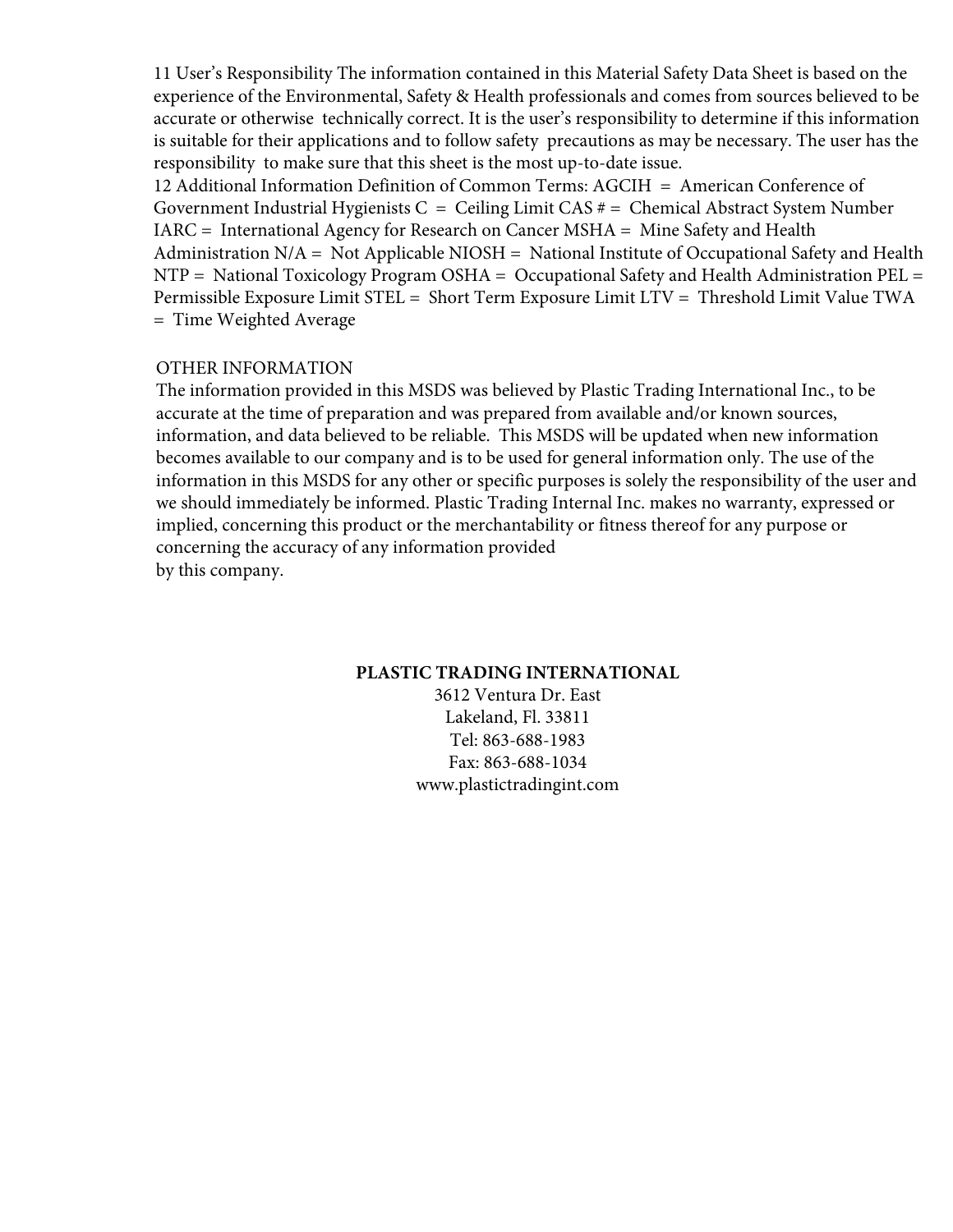11 User's Responsibility The information contained in this Material Safety Data Sheet is based on the experience of the Environmental, Safety & Health professionals and comes from sources believed to be accurate or otherwise technically correct. It is the user's responsibility to determine if this information is suitable for their applications and to follow safety precautions as may be necessary. The user has the responsibility to make sure that this sheet is the most up-to-date issue.

12 Additional Information Definition of Common Terms: AGCIH = American Conference of Government Industrial Hygienists C = Ceiling Limit CAS # = Chemical Abstract System Number IARC = International Agency for Research on Cancer MSHA = Mine Safety and Health Administration N/A = Not Applicable NIOSH = National Institute of Occupational Safety and Health NTP = National Toxicology Program OSHA = Occupational Safety and Health Administration PEL = Permissible Exposure Limit STEL = Short Term Exposure Limit LTV = Threshold Limit Value TWA = Time Weighted Average

OTHER INFORMATION

The information provided in this MSDS was believed by Plastic Trading International Inc., to be accurate at the time of preparation and was prepared from available and/or known sources, information, and data believed to be reliable. This MSDS will be updated when new information becomes available to our company and is to be used for general information only. The use of the information in this MSDS for any other or specific purposes is solely the responsibility of the user and we should immediately be informed. Plastic Trading Internal Inc. makes no warranty, expressed or implied, concerning this product or the merchantability or fitness thereof for any purpose or concerning the accuracy of any information provided by this company.

**PLASTIC TRADING INTERNATIONAL**

3612 Ventura Dr. East

Lakeland, Fl. 33811

Tel: 863-688-1983

Fax: 863-688-1034

www.plastictradingint.com